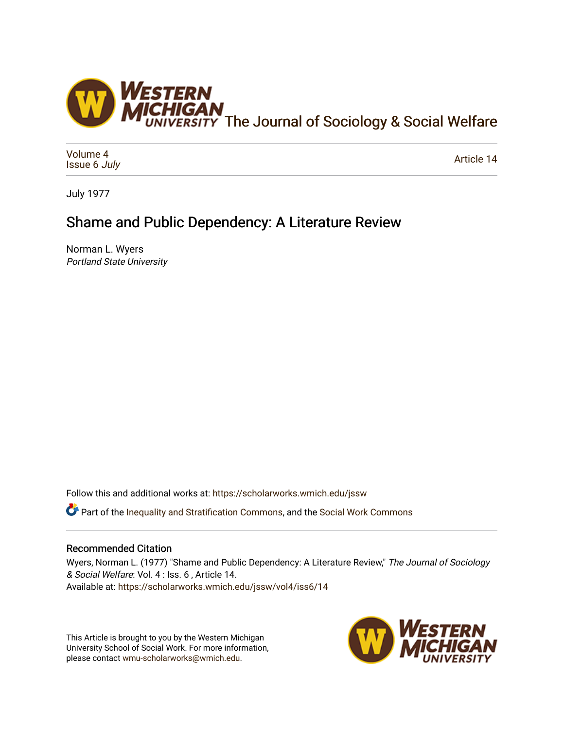The Journal of Sociology & Social Welfare

Volume 4
Issue 6 *July*

Article 14

July 1977

# Shame and Public Dependency: A Literature Review

Norman L. Wyers
*Portland State University*

Follow this and additional works at: https://scholarworks.wmich.edu/jssw

Part of the Inequality and Stratification Commons, and the Social Work Commons

## Recommended Citation

Wyers, Norman L. (1977) "Shame and Public Dependency: A Literature Review," *The Journal of Sociology & Social Welfare*: Vol. 4 : Iss. 6 , Article 14.
Available at: https://scholarworks.wmich.edu/jssw/vol4/iss6/14

This Article is brought to you by the Western Michigan University School of Social Work. For more information, please contact wmu-scholarworks@wmich.edu.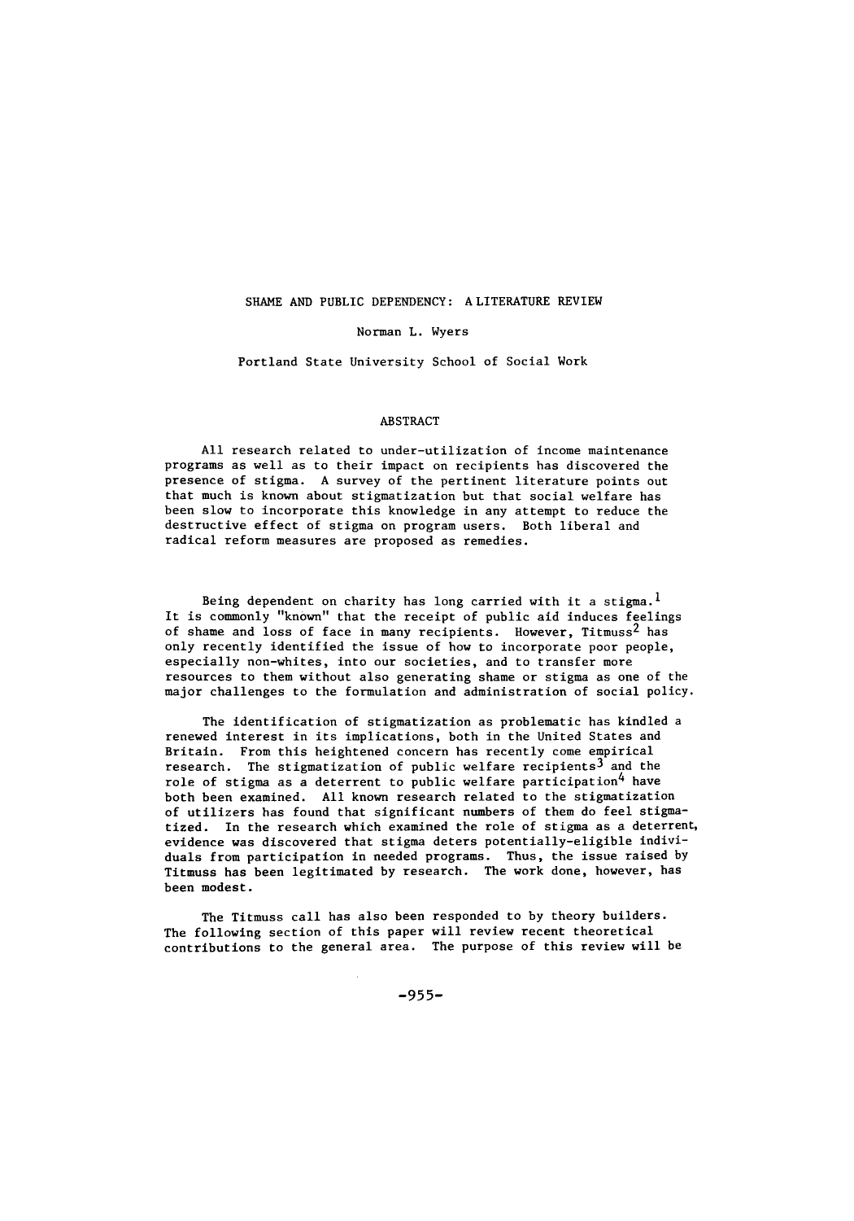# SHAME AND PUBLIC DEPENDENCY: A LITERATURE REVIEW

Norman L. Wyers

Portland State University School of Social Work

## ABSTRACT

All research related to under-utilization of income maintenance programs as well as to their impact on recipients has discovered the presence of stigma. A survey of the pertinent literature points out that much is known about stigmatization but that social welfare has been slow to incorporate this knowledge in any attempt to reduce the destructive effect of stigma on program users. Both liberal and radical reform measures are proposed as remedies.

Being dependent on charity has long carried with it a stigma.[1] It is commonly "known" that the receipt of public aid induces feelings of shame and loss of face in many recipients. However, Titmuss[2] has only recently identified the issue of how to incorporate poor people, especially non-whites, into our societies, and to transfer more resources to them without also generating shame or stigma as one of the major challenges to the formulation and administration of social policy.

The identification of stigmatization as problematic has kindled a renewed interest in its implications, both in the United States and Britain. From this heightened concern has recently come empirical research. The stigmatization of public welfare recipients[3] and the role of stigma as a deterrent to public welfare participation[4] have both been examined. All known research related to the stigmatization of utilizers has found that significant numbers of them do feel stigmatized. In the research which examined the role of stigma as a deterrent, evidence was discovered that stigma deters potentially-eligible individuals from participation in needed programs. Thus, the issue raised by Titmuss has been legitimated by research. The work done, however, has been modest.

The Titmuss call has also been responded to by theory builders. The following section of this paper will review recent theoretical contributions to the general area. The purpose of this review will be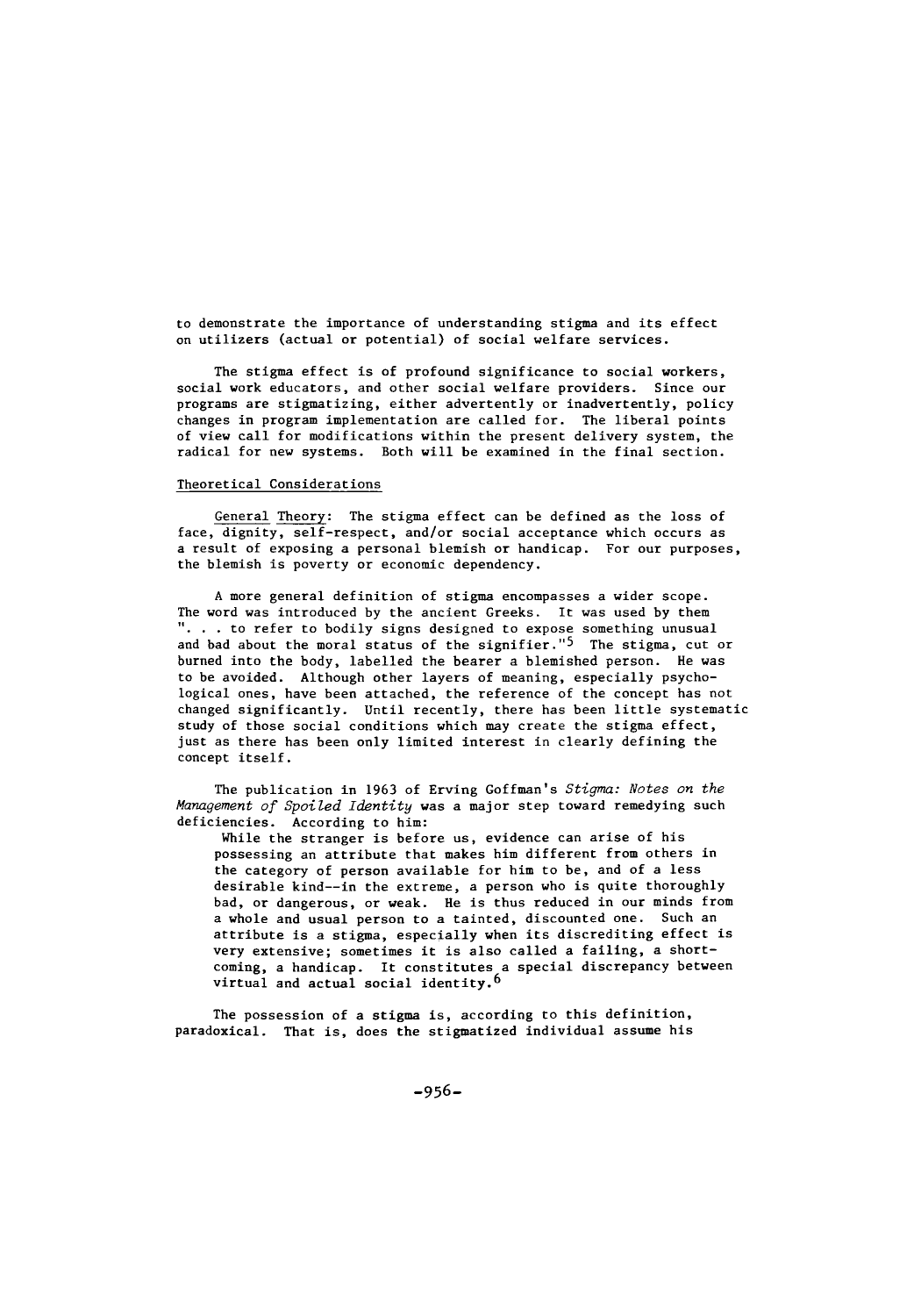to demonstrate the importance of understanding stigma and its effect on utilizers (actual or potential) of social welfare services.

The stigma effect is of profound significance to social workers, social work educators, and other social welfare providers. Since our programs are stigmatizing, either advertently or inadvertently, policy changes in program implementation are called for. The liberal points of view call for modifications within the present delivery system, the radical for new systems. Both will be examined in the final section.

## Theoretical Considerations

General Theory: The stigma effect can be defined as the loss of face, dignity, self-respect, and/or social acceptance which occurs as a result of exposing a personal blemish or handicap. For our purposes, the blemish is poverty or economic dependency.

A more general definition of stigma encompasses a wider scope. The word was introduced by the ancient Greeks. It was used by them ". . . to refer to bodily signs designed to expose something unusual and bad about the moral status of the signifier."[5] The stigma, cut or burned into the body, labelled the bearer a blemished person. He was to be avoided. Although other layers of meaning, especially psychological ones, have been attached, the reference of the concept has not changed significantly. Until recently, there has been little systematic study of those social conditions which may create the stigma effect, just as there has been only limited interest in clearly defining the concept itself.

The publication in 1963 of Erving Goffman's *Stigma: Notes on the Management of Spoiled Identity* was a major step toward remedying such deficiencies. According to him:

> While the stranger is before us, evidence can arise of his possessing an attribute that makes him different from others in the category of person available for him to be, and of a less desirable kind--in the extreme, a person who is quite thoroughly bad, or dangerous, or weak. He is thus reduced in our minds from a whole and usual person to a tainted, discounted one. Such an attribute is a stigma, especially when its discrediting effect is very extensive; sometimes it is also called a failing, a shortcoming, a handicap. It constitutes a special discrepancy between virtual and actual social identity.[6]

The possession of a stigma is, according to this definition, paradoxical. That is, does the stigmatized individual assume his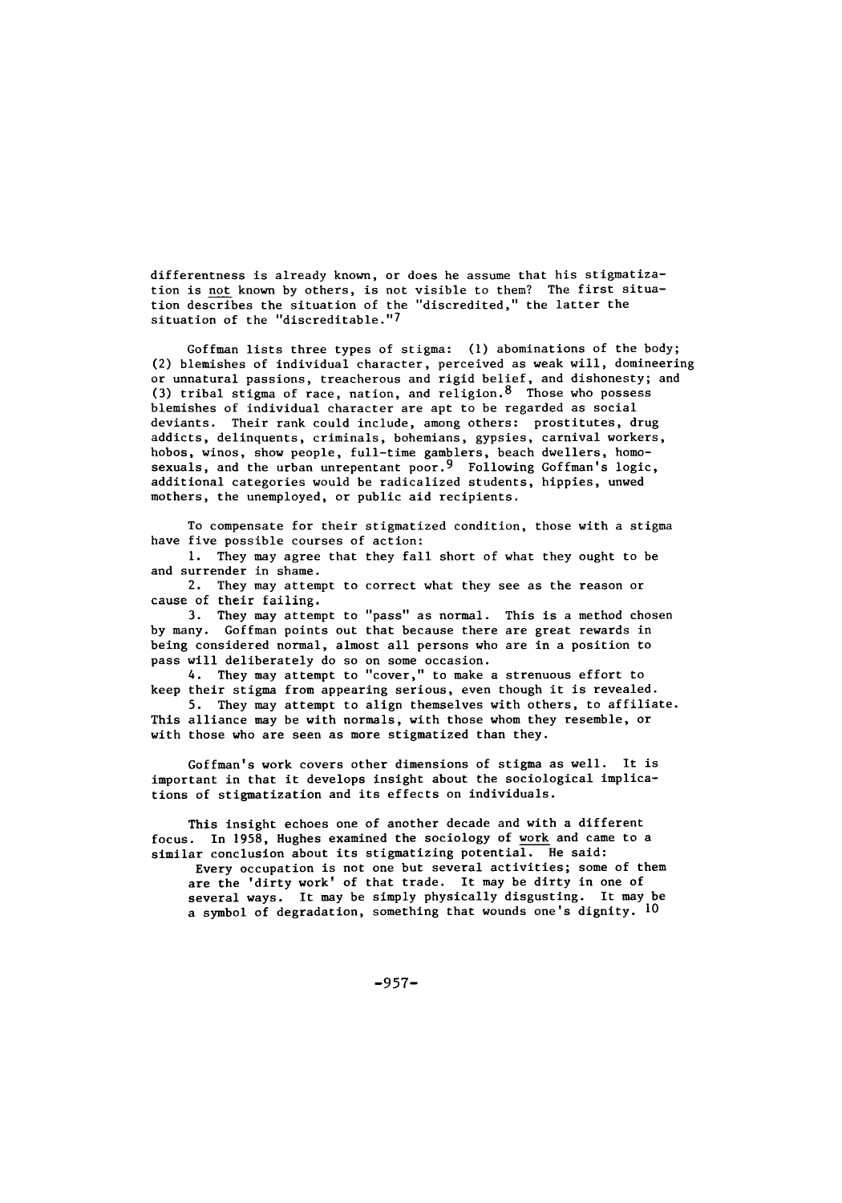differentness is already known, or does he assume that his stigmatization is _not_ known by others, is not visible to them? The first situation describes the situation of the "discredited," the latter the situation of the "discreditable."[7]

Goffman lists three types of stigma: (1) abominations of the body; (2) blemishes of individual character, perceived as weak will, domineering or unnatural passions, treacherous and rigid belief, and dishonesty; and (3) tribal stigma of race, nation, and religion.[8] Those who possess blemishes of individual character are apt to be regarded as social deviants. Their rank could include, among others: prostitutes, drug addicts, delinquents, criminals, bohemians, gypsies, carnival workers, hobos, winos, show people, full-time gamblers, beach dwellers, homosexuals, and the urban unrepentant poor.[9] Following Goffman's logic, additional categories would be radicalized students, hippies, unwed mothers, the unemployed, or public aid recipients.

To compensate for their stigmatized condition, those with a stigma have five possible courses of action:

1. They may agree that they fall short of what they ought to be and surrender in shame.
2. They may attempt to correct what they see as the reason or cause of their failing.
3. They may attempt to "pass" as normal. This is a method chosen by many. Goffman points out that because there are great rewards in being considered normal, almost all persons who are in a position to pass will deliberately do so on some occasion.
4. They may attempt to "cover," to make a strenuous effort to keep their stigma from appearing serious, even though it is revealed.
5. They may attempt to align themselves with others, to affiliate. This alliance may be with normals, with those whom they resemble, or with those who are seen as more stigmatized than they.

Goffman's work covers other dimensions of stigma as well. It is important in that it develops insight about the sociological implications of stigmatization and its effects on individuals.

This insight echoes one of another decade and with a different focus. In 1958, Hughes examined the sociology of _work_ and came to a similar conclusion about its stigmatizing potential. He said:

> Every occupation is not one but several activities; some of them are the 'dirty work' of that trade. It may be dirty in one of several ways. It may be simply physically disgusting. It may be a symbol of degradation, something that wounds one's dignity.[10]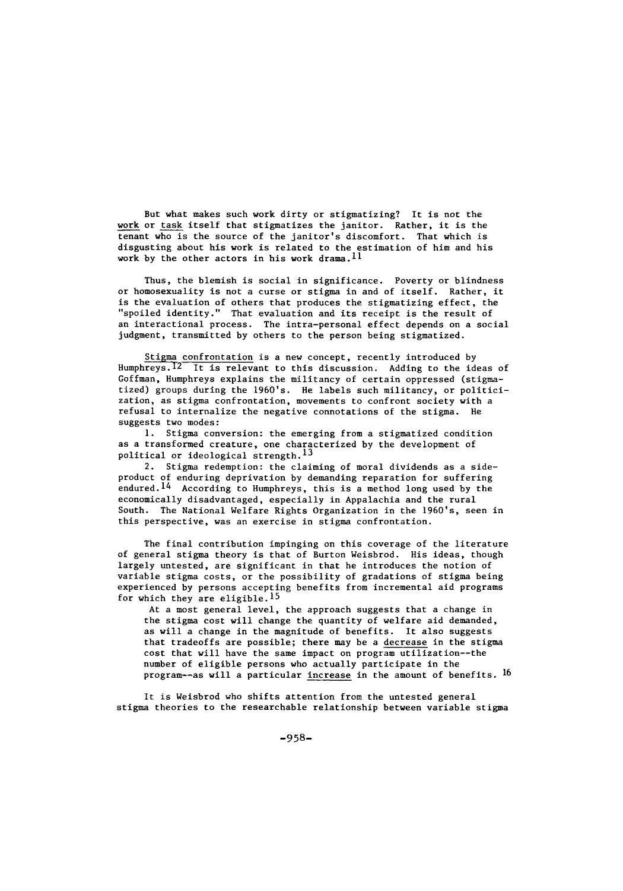But what makes such work dirty or stigmatizing? It is not the <u>work</u> or <u>task</u> itself that stigmatizes the janitor. Rather, it is the tenant who is the source of the janitor's discomfort. That which is disgusting about his work is related to the estimation of him and his work by the other actors in his work drama.[11]

Thus, the blemish is social in significance. Poverty or blindness or homosexuality is not a curse or stigma in and of itself. Rather, it is the evaluation of others that produces the stigmatizing effect, the "spoiled identity." That evaluation and its receipt is the result of an interactional process. The intra-personal effect depends on a social judgment, transmitted by others to the person being stigmatized.

<u>Stigma confrontation</u> is a new concept, recently introduced by Humphreys.[12] It is relevant to this discussion. Adding to the ideas of Goffman, Humphreys explains the militancy of certain oppressed (stigmatized) groups during the 1960's. He labels such militancy, or politicization, as stigma confrontation, movements to confront society with a refusal to internalize the negative connotations of the stigma. He suggests two modes:

1. Stigma conversion: the emerging from a stigmatized condition as a transformed creature, one characterized by the development of political or ideological strength.[13]

2. Stigma redemption: the claiming of moral dividends as a side-product of enduring deprivation by demanding reparation for suffering endured.[14] According to Humphreys, this is a method long used by the economically disadvantaged, especially in Appalachia and the rural South. The National Welfare Rights Organization in the 1960's, seen in this perspective, was an exercise in stigma confrontation.

The final contribution impinging on this coverage of the literature of general stigma theory is that of Burton Weisbrod. His ideas, though largely untested, are significant in that he introduces the notion of variable stigma costs, or the possibility of gradations of stigma being experienced by persons accepting benefits from incremental aid programs for which they are eligible.[15]

> At a most general level, the approach suggests that a change in the stigma cost will change the quantity of welfare aid demanded, as will a change in the magnitude of benefits. It also suggests that tradeoffs are possible; there may be a <u>decrease</u> in the stigma cost that will have the same impact on program utilization--the number of eligible persons who actually participate in the program--as will a particular <u>increase</u> in the amount of benefits.[16]

It is Weisbrod who shifts attention from the untested general stigma theories to the researchable relationship between variable stigma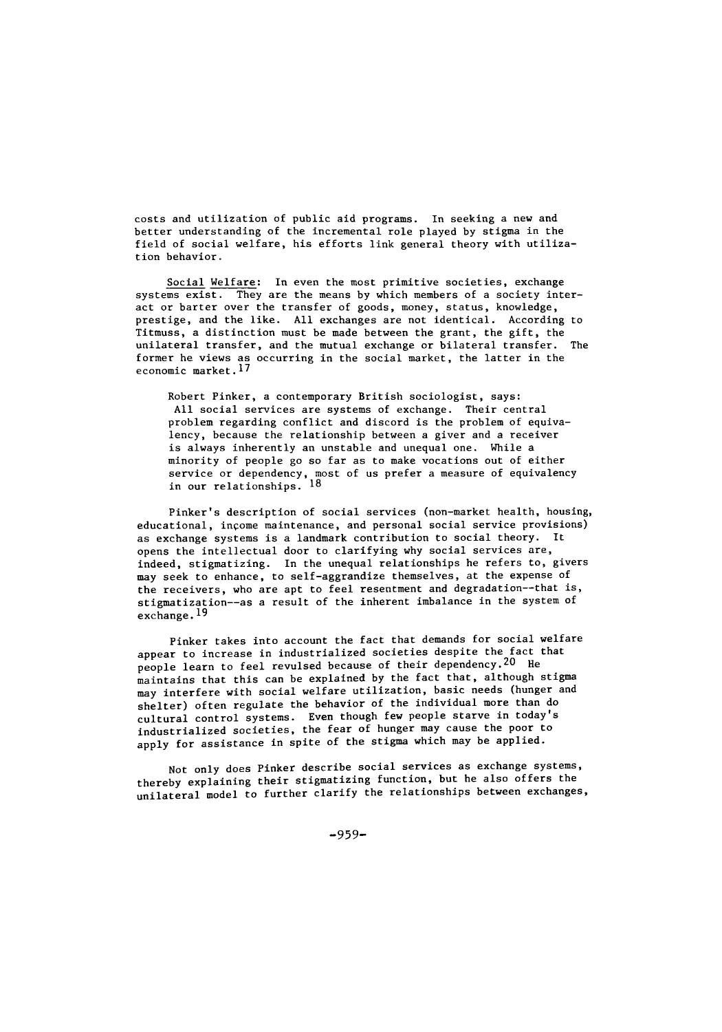costs and utilization of public aid programs. In seeking a new and better understanding of the incremental role played by stigma in the field of social welfare, his efforts link general theory with utilization behavior.

Social Welfare: In even the most primitive societies, exchange systems exist. They are the means by which members of a society interact or barter over the transfer of goods, money, status, knowledge, prestige, and the like. All exchanges are not identical. According to Titmuss, a distinction must be made between the grant, the gift, the unilateral transfer, and the mutual exchange or bilateral transfer. The former he views as occurring in the social market, the latter in the economic market.[17]

Robert Pinker, a contemporary British sociologist, says:

> All social services are systems of exchange. Their central problem regarding conflict and discord is the problem of equivalency, because the relationship between a giver and a receiver is always inherently an unstable and unequal one. While a minority of people go so far as to make vocations out of either service or dependency, most of us prefer a measure of equivalency in our relationships.[18]

Pinker's description of social services (non-market health, housing, educational, income maintenance, and personal social service provisions) as exchange systems is a landmark contribution to social theory. It opens the intellectual door to clarifying why social services are, indeed, stigmatizing. In the unequal relationships he refers to, givers may seek to enhance, to self-aggrandize themselves, at the expense of the receivers, who are apt to feel resentment and degradation--that is, stigmatization--as a result of the inherent imbalance in the system of exchange.[19]

Pinker takes into account the fact that demands for social welfare appear to increase in industrialized societies despite the fact that people learn to feel revulsed because of their dependency.[20] He maintains that this can be explained by the fact that, although stigma may interfere with social welfare utilization, basic needs (hunger and shelter) often regulate the behavior of the individual more than do cultural control systems. Even though few people starve in today's industrialized societies, the fear of hunger may cause the poor to apply for assistance in spite of the stigma which may be applied.

Not only does Pinker describe social services as exchange systems, thereby explaining their stigmatizing function, but he also offers the unilateral model to further clarify the relationships between exchanges,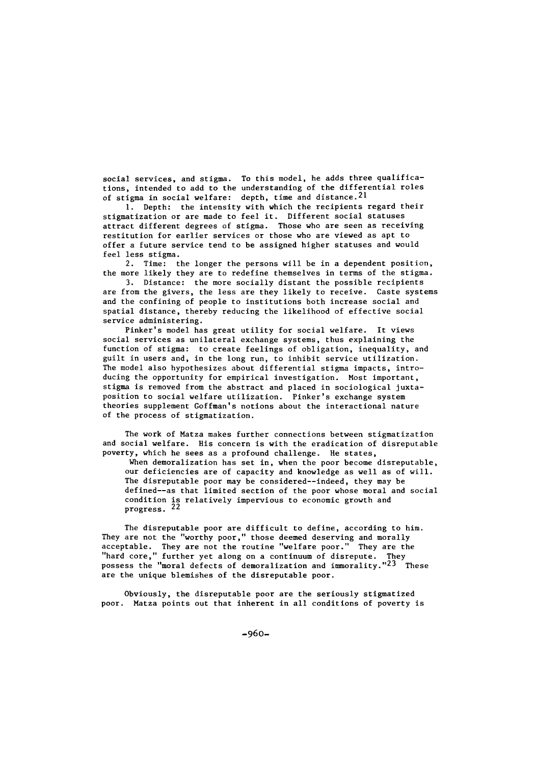social services, and stigma. To this model, he adds three qualifications, intended to add to the understanding of the differential roles of stigma in social welfare: depth, time and distance.[21]

1. Depth: the intensity with which the recipients regard their stigmatization or are made to feel it. Different social statuses attract different degrees of stigma. Those who are seen as receiving restitution for earlier services or those who are viewed as apt to offer a future service tend to be assigned higher statuses and would feel less stigma.

2. Time: the longer the persons will be in a dependent position, the more likely they are to redefine themselves in terms of the stigma.

3. Distance: the more socially distant the possible recipients are from the givers, the less are they likely to receive. Caste systems and the confining of people to institutions both increase social and spatial distance, thereby reducing the likelihood of effective social service administering.

Pinker's model has great utility for social welfare. It views social services as unilateral exchange systems, thus explaining the function of stigma: to create feelings of obligation, inequality, and guilt in users and, in the long run, to inhibit service utilization. The model also hypothesizes about differential stigma impacts, introducing the opportunity for empirical investigation. Most important, stigma is removed from the abstract and placed in sociological juxtaposition to social welfare utilization. Pinker's exchange system theories supplement Goffman's notions about the interactional nature of the process of stigmatization.

The work of Matza makes further connections between stigmatization and social welfare. His concern is with the eradication of disreputable poverty, which he sees as a profound challenge. He states,

> When demoralization has set in, when the poor become disreputable, our deficiencies are of capacity and knowledge as well as of will. The disreputable poor may be considered--indeed, they may be defined--as that limited section of the poor whose moral and social condition is relatively impervious to economic growth and progress. [22]

The disreputable poor are difficult to define, according to him. They are not the "worthy poor," those deemed deserving and morally acceptable. They are not the routine "welfare poor." They are the "hard core," further yet along on a continuum of disrepute. They possess the "moral defects of demoralization and immorality."[23] These are the unique blemishes of the disreputable poor.

Obviously, the disreputable poor are the seriously stigmatized poor. Matza points out that inherent in all conditions of poverty is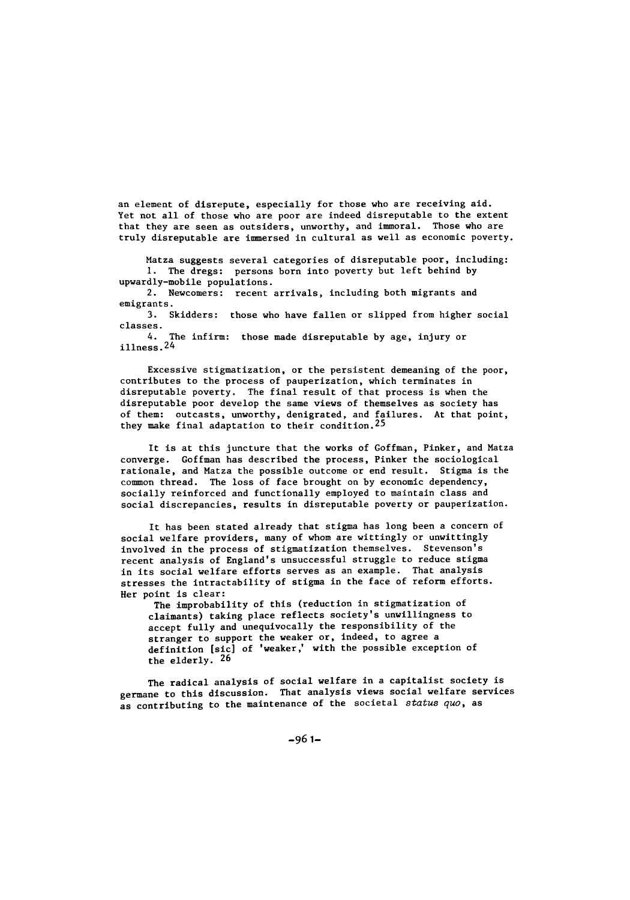an element of disrepute, especially for those who are receiving aid. Yet not all of those who are poor are indeed disreputable to the extent that they are seen as outsiders, unworthy, and immoral. Those who are truly disreputable are immersed in cultural as well as economic poverty.

Matza suggests several categories of disreputable poor, including:

1. The dregs: persons born into poverty but left behind by upwardly-mobile populations.
2. Newcomers: recent arrivals, including both migrants and emigrants.
3. Skidders: those who have fallen or slipped from higher social classes.
4. The infirm: those made disreputable by age, injury or illness.[24]

Excessive stigmatization, or the persistent demeaning of the poor, contributes to the process of pauperization, which terminates in disreputable poverty. The final result of that process is when the disreputable poor develop the same views of themselves as society has of them: outcasts, unworthy, denigrated, and failures. At that point, they make final adaptation to their condition.[25]

It is at this juncture that the works of Goffman, Pinker, and Matza converge. Goffman has described the process, Pinker the sociological rationale, and Matza the possible outcome or end result. Stigma is the common thread. The loss of face brought on by economic dependency, socially reinforced and functionally employed to maintain class and social discrepancies, results in disreputable poverty or pauperization.

It has been stated already that stigma has long been a concern of social welfare providers, many of whom are wittingly or unwittingly involved in the process of stigmatization themselves. Stevenson's recent analysis of England's unsuccessful struggle to reduce stigma in its social welfare efforts serves as an example. That analysis stresses the intractability of stigma in the face of reform efforts. Her point is clear:

> The improbability of this (reduction in stigmatization of claimants) taking place reflects society's unwillingness to accept fully and unequivocally the responsibility of the stranger to support the weaker or, indeed, to agree a definition [sic] of 'weaker,' with the possible exception of the elderly.[26]

The radical analysis of social welfare in a capitalist society is germane to this discussion. That analysis views social welfare services as contributing to the maintenance of the societal *status quo*, as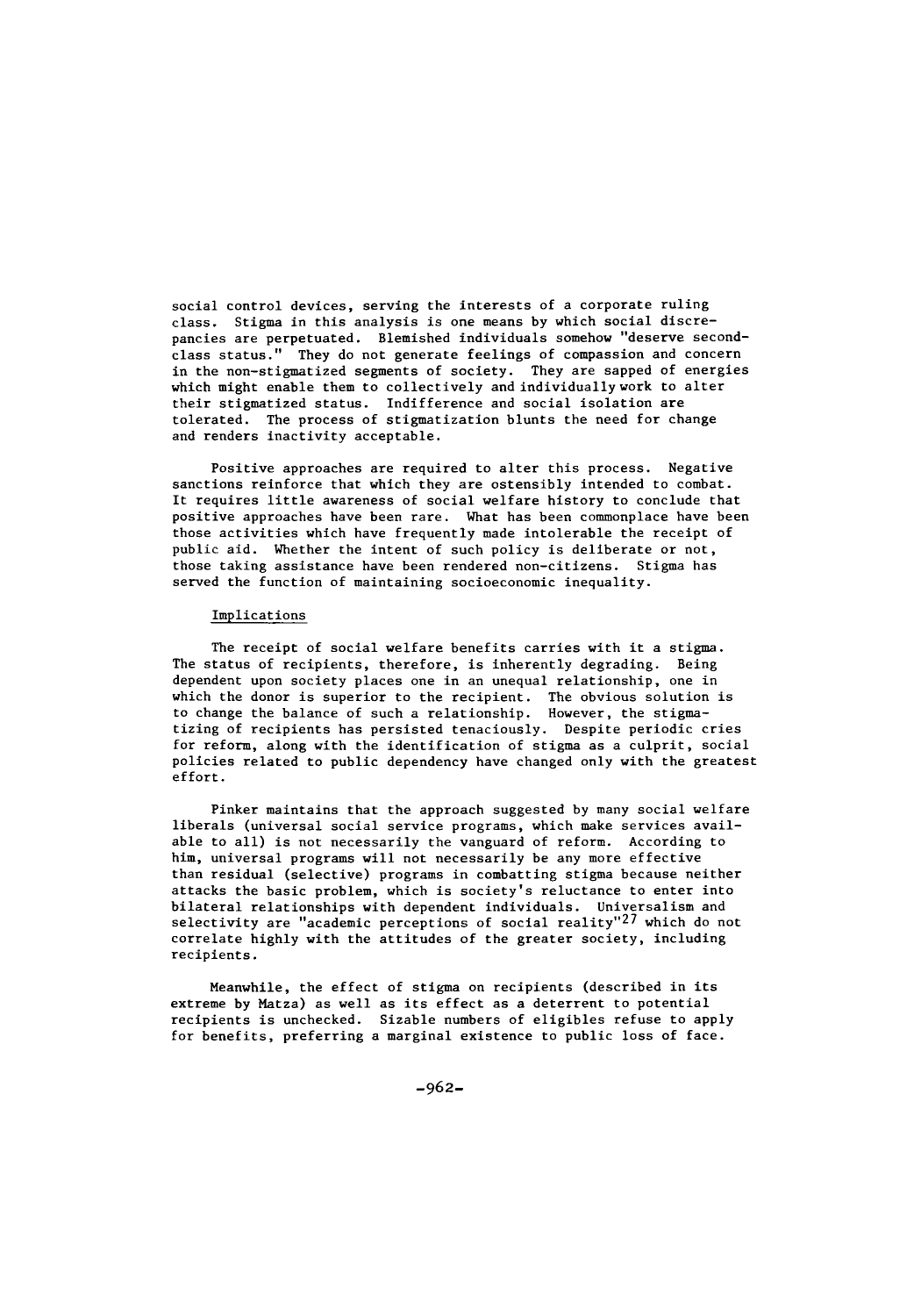social control devices, serving the interests of a corporate ruling class. Stigma in this analysis is one means by which social discrepancies are perpetuated. Blemished individuals somehow "deserve second-class status." They do not generate feelings of compassion and concern in the non-stigmatized segments of society. They are sapped of energies which might enable them to collectively and individually work to alter their stigmatized status. Indifference and social isolation are tolerated. The process of stigmatization blunts the need for change and renders inactivity acceptable.

Positive approaches are required to alter this process. Negative sanctions reinforce that which they are ostensibly intended to combat. It requires little awareness of social welfare history to conclude that positive approaches have been rare. What has been commonplace have been those activities which have frequently made intolerable the receipt of public aid. Whether the intent of such policy is deliberate or not, those taking assistance have been rendered non-citizens. Stigma has served the function of maintaining socioeconomic inequality.

## Implications

The receipt of social welfare benefits carries with it a stigma. The status of recipients, therefore, is inherently degrading. Being dependent upon society places one in an unequal relationship, one in which the donor is superior to the recipient. The obvious solution is to change the balance of such a relationship. However, the stigmatizing of recipients has persisted tenaciously. Despite periodic cries for reform, along with the identification of stigma as a culprit, social policies related to public dependency have changed only with the greatest effort.

Pinker maintains that the approach suggested by many social welfare liberals (universal social service programs, which make services available to all) is not necessarily the vanguard of reform. According to him, universal programs will not necessarily be any more effective than residual (selective) programs in combatting stigma because neither attacks the basic problem, which is society's reluctance to enter into bilateral relationships with dependent individuals. Universalism and selectivity are "academic perceptions of social reality"[27] which do not correlate highly with the attitudes of the greater society, including recipients.

Meanwhile, the effect of stigma on recipients (described in its extreme by Matza) as well as its effect as a deterrent to potential recipients is unchecked. Sizable numbers of eligibles refuse to apply for benefits, preferring a marginal existence to public loss of face.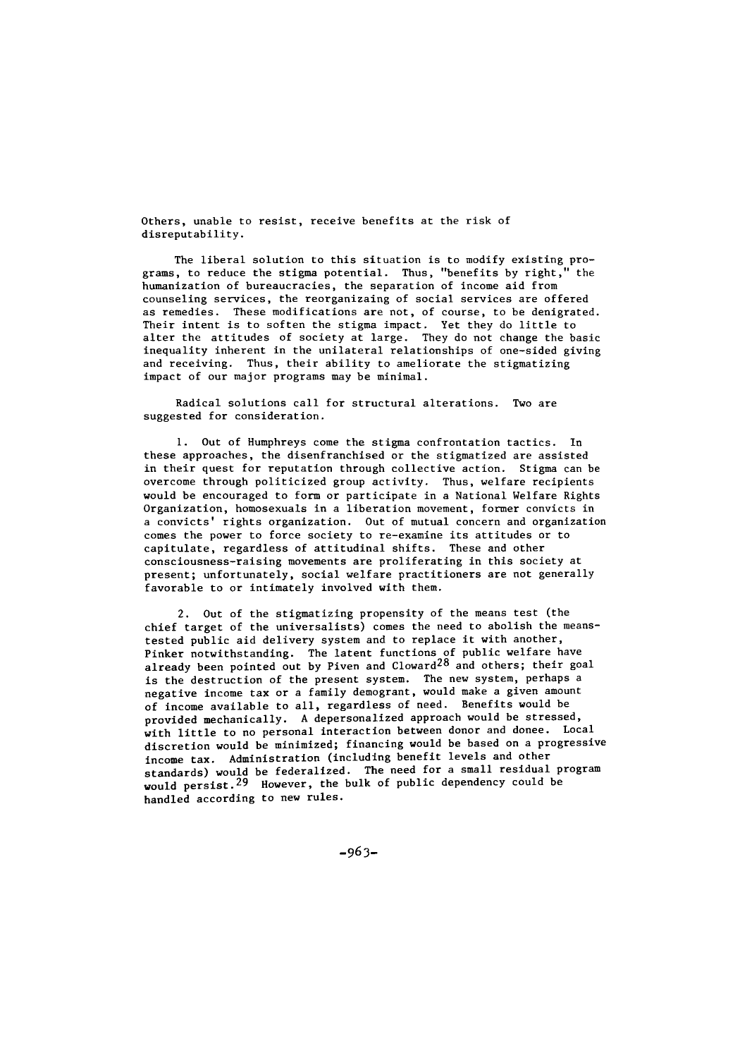Others, unable to resist, receive benefits at the risk of disreputability.

The liberal solution to this situation is to modify existing programs, to reduce the stigma potential. Thus, "benefits by right," the humanization of bureaucracies, the separation of income aid from counseling services, the reorganizaing of social services are offered as remedies. These modifications are not, of course, to be denigrated. Their intent is to soften the stigma impact. Yet they do little to alter the attitudes of society at large. They do not change the basic inequality inherent in the unilateral relationships of one-sided giving and receiving. Thus, their ability to ameliorate the stigmatizing impact of our major programs may be minimal.

Radical solutions call for structural alterations. Two are suggested for consideration.

1. Out of Humphreys come the stigma confrontation tactics. In these approaches, the disenfranchised or the stigmatized are assisted in their quest for reputation through collective action. Stigma can be overcome through politicized group activity. Thus, welfare recipients would be encouraged to form or participate in a National Welfare Rights Organization, homosexuals in a liberation movement, former convicts in a convicts' rights organization. Out of mutual concern and organization comes the power to force society to re-examine its attitudes or to capitulate, regardless of attitudinal shifts. These and other consciousness-raising movements are proliferating in this society at present; unfortunately, social welfare practitioners are not generally favorable to or intimately involved with them.

2. Out of the stigmatizing propensity of the means test (the chief target of the universalists) comes the need to abolish the means-tested public aid delivery system and to replace it with another, Pinker notwithstanding. The latent functions of public welfare have already been pointed out by Piven and Cloward[28] and others; their goal is the destruction of the present system. The new system, perhaps a negative income tax or a family demogrant, would make a given amount of income available to all, regardless of need. Benefits would be provided mechanically. A depersonalized approach would be stressed, with little to no personal interaction between donor and donee. Local discretion would be minimized; financing would be based on a progressive income tax. Administration (including benefit levels and other standards) would be federalized. The need for a small residual program would persist.[29] However, the bulk of public dependency could be handled according to new rules.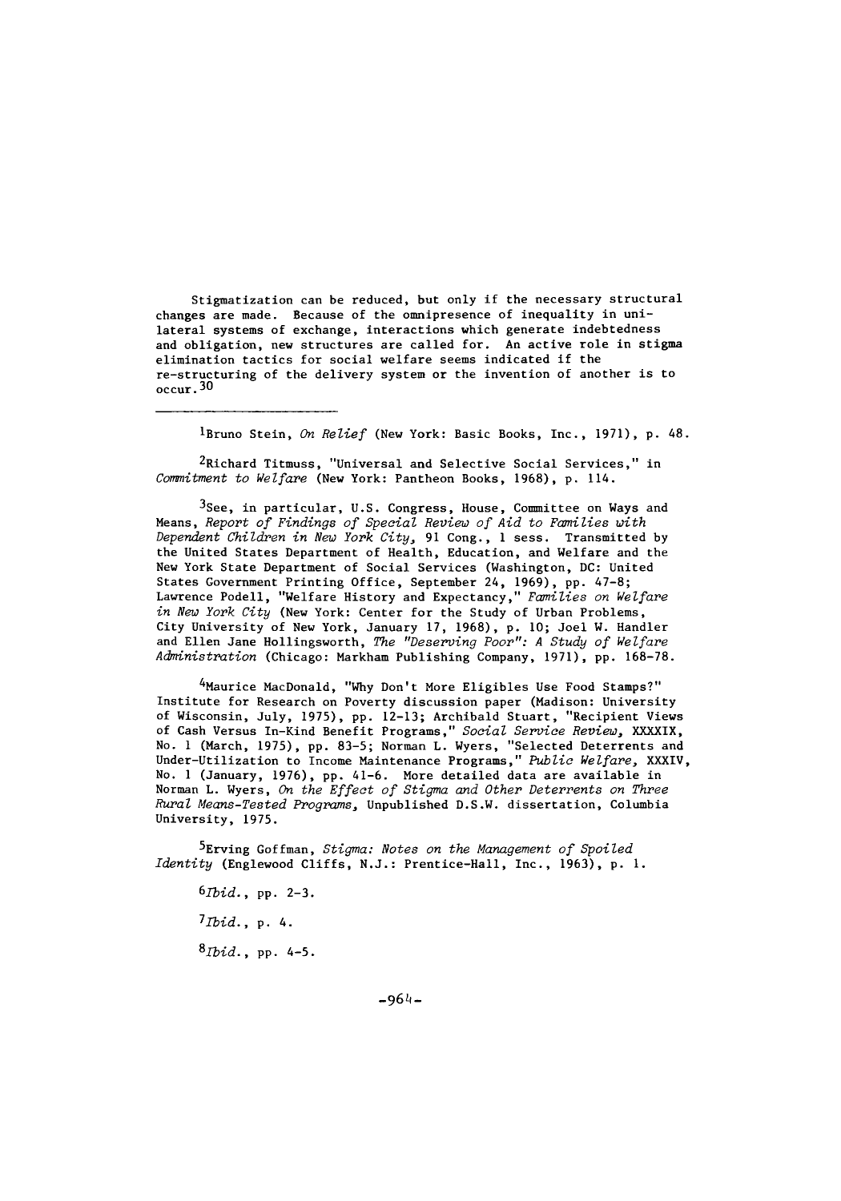Stigmatization can be reduced, but only if the necessary structural changes are made. Because of the omnipresence of inequality in unilateral systems of exchange, interactions which generate indebtedness and obligation, new structures are called for. An active role in stigma elimination tactics for social welfare seems indicated if the re-structuring of the delivery system or the invention of another is to occur.[30]

---

[1]Bruno Stein, *On Relief* (New York: Basic Books, Inc., 1971), p. 48.

[2]Richard Titmuss, "Universal and Selective Social Services," in *Commitment to Welfare* (New York: Pantheon Books, 1968), p. 114.

[3]See, in particular, U.S. Congress, House, Committee on Ways and Means, *Report of Findings of Special Review of Aid to Families with Dependent Children in New York City,* 91 Cong., 1 sess. Transmitted by the United States Department of Health, Education, and Welfare and the New York State Department of Social Services (Washington, DC: United States Government Printing Office, September 24, 1969), pp. 47-8; Lawrence Podell, "Welfare History and Expectancy," *Families on Welfare in New York City* (New York: Center for the Study of Urban Problems, City University of New York, January 17, 1968), p. 10; Joel W. Handler and Ellen Jane Hollingsworth, *The "Deserving Poor": A Study of Welfare Administration* (Chicago: Markham Publishing Company, 1971), pp. 168-78.

[4]Maurice MacDonald, "Why Don't More Eligibles Use Food Stamps?" Institute for Research on Poverty discussion paper (Madison: University of Wisconsin, July, 1975), pp. 12-13; Archibald Stuart, "Recipient Views of Cash Versus In-Kind Benefit Programs," *Social Service Review,* XXXXIX, No. 1 (March, 1975), pp. 83-5; Norman L. Wyers, "Selected Deterrents and Under-Utilization to Income Maintenance Programs," *Public Welfare,* XXXIV, No. 1 (January, 1976), pp. 41-6. More detailed data are available in Norman L. Wyers, *On the Effect of Stigma and Other Deterrents on Three Rural Means-Tested Programs,* Unpublished D.S.W. dissertation, Columbia University, 1975.

[5]Erving Goffman, *Stigma: Notes on the Management of Spoiled Identity* (Englewood Cliffs, N.J.: Prentice-Hall, Inc., 1963), p. 1.

[6]*Ibid.*, pp. 2-3.

[7]*Ibid.*, p. 4.

[8]*Ibid.*, pp. 4-5.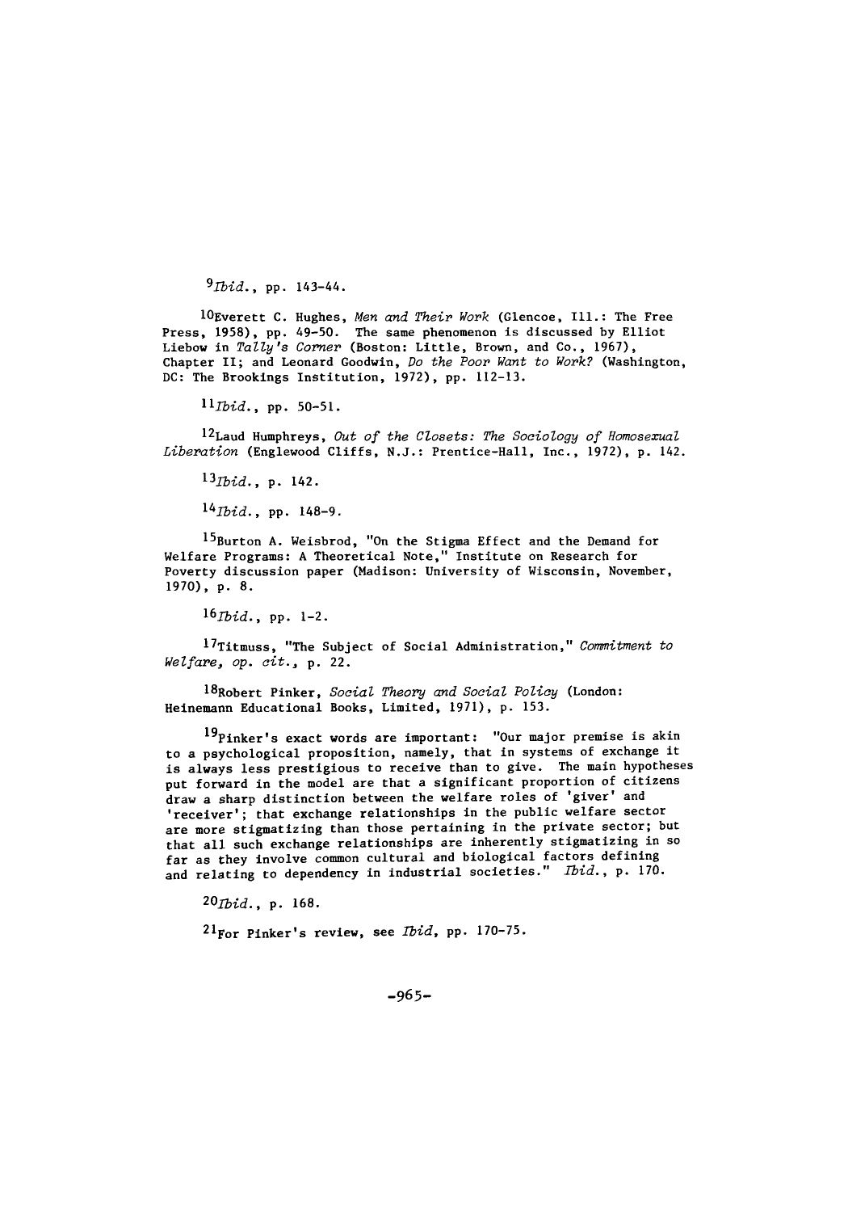[9]*Ibid.*, pp. 143-44.

[10]Everett C. Hughes, *Men and Their Work* (Glencoe, Ill.: The Free Press, 1958), pp. 49-50. The same phenomenon is discussed by Elliot Liebow in *Tally's Corner* (Boston: Little, Brown, and Co., 1967), Chapter II; and Leonard Goodwin, *Do the Poor Want to Work?* (Washington, DC: The Brookings Institution, 1972), pp. 112-13.

[11]*Ibid.*, pp. 50-51.

[12]Laud Humphreys, *Out of the Closets: The Sociology of Homosexual Liberation* (Englewood Cliffs, N.J.: Prentice-Hall, Inc., 1972), p. 142.

[13]*Ibid.*, p. 142.

[14]*Ibid.*, pp. 148-9.

[15]Burton A. Weisbrod, "On the Stigma Effect and the Demand for Welfare Programs: A Theoretical Note," Institute on Research for Poverty discussion paper (Madison: University of Wisconsin, November, 1970), p. 8.

[16]*Ibid.*, pp. 1-2.

[17]Titmuss, "The Subject of Social Administration," *Commitment to Welfare, op. cit.*, p. 22.

[18]Robert Pinker, *Social Theory and Social Policy* (London: Heinemann Educational Books, Limited, 1971), p. 153.

[19]Pinker's exact words are important: "Our major premise is akin to a psychological proposition, namely, that in systems of exchange it is always less prestigious to receive than to give. The main hypotheses put forward in the model are that a significant proportion of citizens draw a sharp distinction between the welfare roles of 'giver' and 'receiver'; that exchange relationships in the public welfare sector are more stigmatizing than those pertaining in the private sector; but that all such exchange relationships are inherently stigmatizing in so far as they involve common cultural and biological factors defining and relating to dependency in industrial societies." *Ibid.*, p. 170.

[20]*Ibid.*, p. 168.

[21]For Pinker's review, see *Ibid*, pp. 170-75.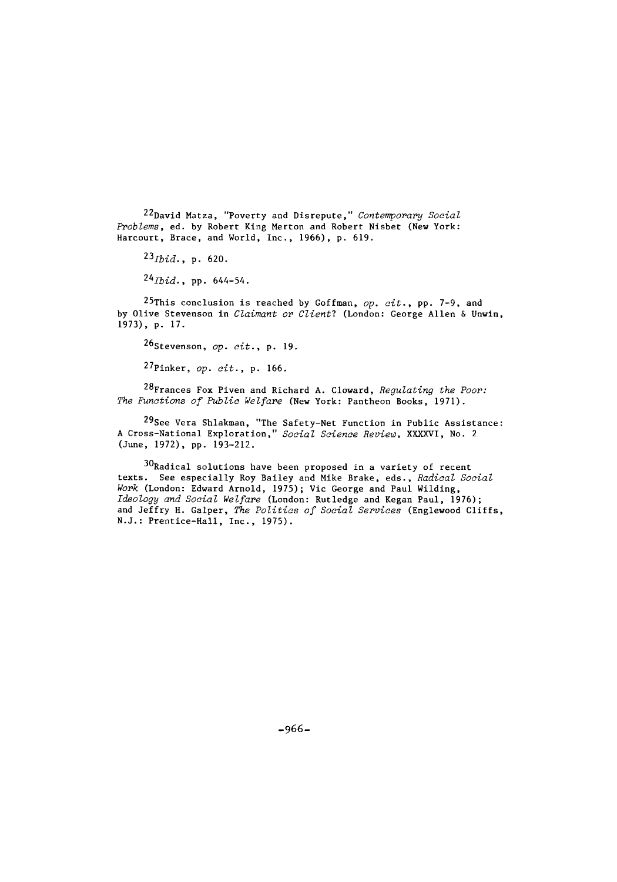[22]David Matza, "Poverty and Disrepute," *Contemporary Social Problems*, ed. by Robert King Merton and Robert Nisbet (New York: Harcourt, Brace, and World, Inc., 1966), p. 619.

[23]*Ibid.*, p. 620.

[24]*Ibid.*, pp. 644-54.

[25]This conclusion is reached by Goffman, *op. cit.*, pp. 7-9, and by Olive Stevenson in *Claimant or Client*? (London: George Allen & Unwin, 1973), p. 17.

[26]Stevenson, *op. cit.*, p. 19.

[27]Pinker, *op. cit.*, p. 166.

[28]Frances Fox Piven and Richard A. Cloward, *Regulating the Poor: The Functions of Public Welfare* (New York: Pantheon Books, 1971).

[29]See Vera Shlakman, "The Safety-Net Function in Public Assistance: A Cross-National Exploration," *Social Science Review*, XXXXVI, No. 2 (June, 1972), pp. 193-212.

[30]Radical solutions have been proposed in a variety of recent texts. See especially Roy Bailey and Mike Brake, eds., *Radical Social Work* (London: Edward Arnold, 1975); Vic George and Paul Wilding, *Ideology and Social Welfare* (London: Rutledge and Kegan Paul, 1976); and Jeffry H. Galper, *The Politics of Social Services* (Englewood Cliffs, N.J.: Prentice-Hall, Inc., 1975).